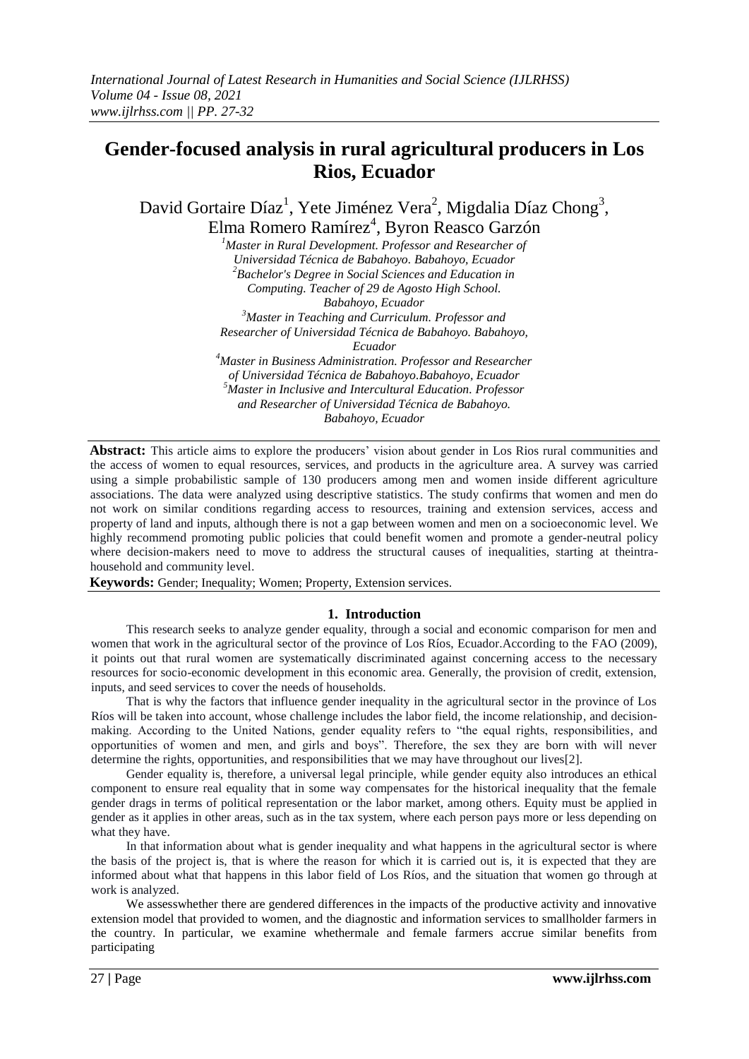# Gender-focused analysis in rural agricultural producers in Los Rios, Ecuador

David Gortaire Díaz[1], Yete Jiménez Vera[2], Migdalia Díaz Chong[3], Elma Romero Ramírez[4], Byron Reasco Garzón

*[1]Master in Rural Development. Professor and Researcher of Universidad Técnica de Babahoyo. Babahoyo, Ecuador*
*[2]Bachelor's Degree in Social Sciences and Education in Computing. Teacher of 29 de Agosto High School. Babahoyo, Ecuador*
*[3]Master in Teaching and Curriculum. Professor and Researcher of Universidad Técnica de Babahoyo. Babahoyo, Ecuador*
*[4]Master in Business Administration. Professor and Researcher of Universidad Técnica de Babahoyo.Babahoyo, Ecuador*
*[5]Master in Inclusive and Intercultural Education. Professor and Researcher of Universidad Técnica de Babahoyo. Babahoyo, Ecuador*

**Abstract:** This article aims to explore the producers' vision about gender in Los Rios rural communities and the access of women to equal resources, services, and products in the agriculture area. A survey was carried using a simple probabilistic sample of 130 producers among men and women inside different agriculture associations. The data were analyzed using descriptive statistics. The study confirms that women and men do not work on similar conditions regarding access to resources, training and extension services, access and property of land and inputs, although there is not a gap between women and men on a socioeconomic level. We highly recommend promoting public policies that could benefit women and promote a gender-neutral policy where decision-makers need to move to address the structural causes of inequalities, starting at theintra-household and community level.

**Keywords:** Gender; Inequality; Women; Property, Extension services.

## 1. Introduction

This research seeks to analyze gender equality, through a social and economic comparison for men and women that work in the agricultural sector of the province of Los Ríos, Ecuador.According to the FAO (2009), it points out that rural women are systematically discriminated against concerning access to the necessary resources for socio-economic development in this economic area. Generally, the provision of credit, extension, inputs, and seed services to cover the needs of households.

That is why the factors that influence gender inequality in the agricultural sector in the province of Los Ríos will be taken into account, whose challenge includes the labor field, the income relationship, and decision-making. According to the United Nations, gender equality refers to "the equal rights, responsibilities, and opportunities of women and men, and girls and boys". Therefore, the sex they are born with will never determine the rights, opportunities, and responsibilities that we may have throughout our lives[2].

Gender equality is, therefore, a universal legal principle, while gender equity also introduces an ethical component to ensure real equality that in some way compensates for the historical inequality that the female gender drags in terms of political representation or the labor market, among others. Equity must be applied in gender as it applies in other areas, such as in the tax system, where each person pays more or less depending on what they have.

In that information about what is gender inequality and what happens in the agricultural sector is where the basis of the project is, that is where the reason for which it is carried out is, it is expected that they are informed about what that happens in this labor field of Los Ríos, and the situation that women go through at work is analyzed.

We assesswhether there are gendered differences in the impacts of the productive activity and innovative extension model that provided to women, and the diagnostic and information services to smallholder farmers in the country. In particular, we examine whethermale and female farmers accrue similar benefits from participating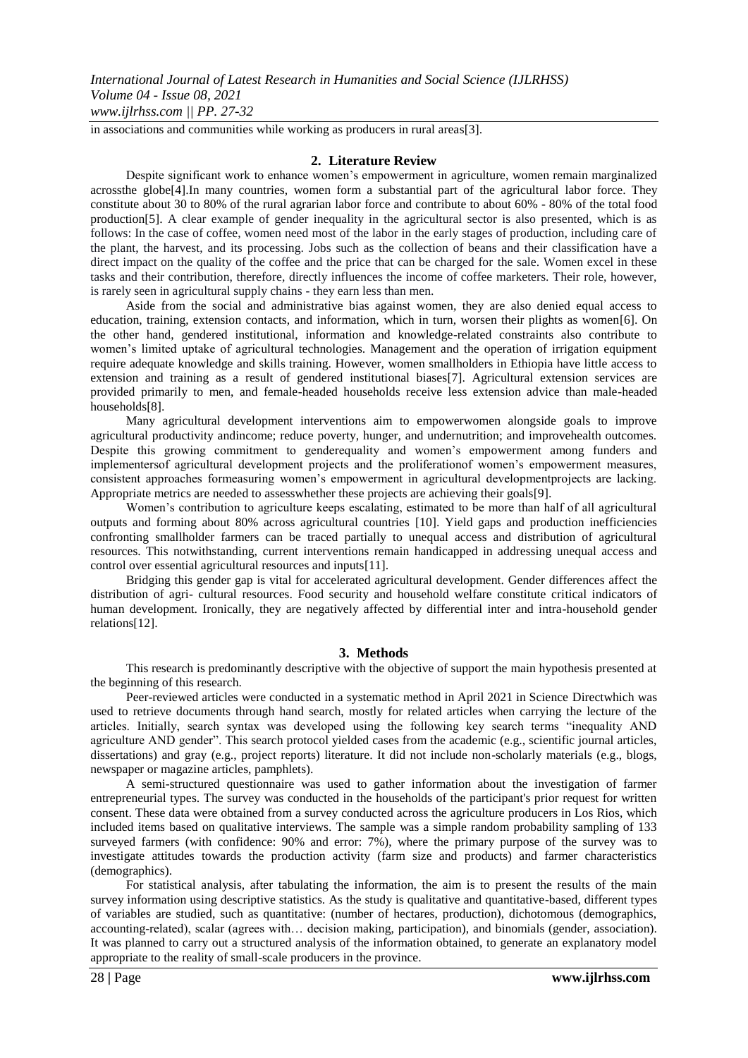in associations and communities while working as producers in rural areas[3].

## 2. Literature Review

Despite significant work to enhance women's empowerment in agriculture, women remain marginalized acrossthe globe[4].In many countries, women form a substantial part of the agricultural labor force. They constitute about 30 to 80% of the rural agrarian labor force and contribute to about 60% - 80% of the total food production[5]. A clear example of gender inequality in the agricultural sector is also presented, which is as follows: In the case of coffee, women need most of the labor in the early stages of production, including care of the plant, the harvest, and its processing. Jobs such as the collection of beans and their classification have a direct impact on the quality of the coffee and the price that can be charged for the sale. Women excel in these tasks and their contribution, therefore, directly influences the income of coffee marketers. Their role, however, is rarely seen in agricultural supply chains - they earn less than men.

Aside from the social and administrative bias against women, they are also denied equal access to education, training, extension contacts, and information, which in turn, worsen their plights as women[6]. On the other hand, gendered institutional, information and knowledge-related constraints also contribute to women's limited uptake of agricultural technologies. Management and the operation of irrigation equipment require adequate knowledge and skills training. However, women smallholders in Ethiopia have little access to extension and training as a result of gendered institutional biases[7]. Agricultural extension services are provided primarily to men, and female-headed households receive less extension advice than male-headed households[8].

Many agricultural development interventions aim to empowerwomen alongside goals to improve agricultural productivity andincome; reduce poverty, hunger, and undernutrition; and improvehealth outcomes. Despite this growing commitment to genderequality and women's empowerment among funders and implementersof agricultural development projects and the proliferationof women's empowerment measures, consistent approaches formeasuring women's empowerment in agricultural developmentprojects are lacking. Appropriate metrics are needed to assesswhether these projects are achieving their goals[9].

Women's contribution to agriculture keeps escalating, estimated to be more than half of all agricultural outputs and forming about 80% across agricultural countries [10]. Yield gaps and production inefficiencies confronting smallholder farmers can be traced partially to unequal access and distribution of agricultural resources. This notwithstanding, current interventions remain handicapped in addressing unequal access and control over essential agricultural resources and inputs[11].

Bridging this gender gap is vital for accelerated agricultural development. Gender differences affect the distribution of agri- cultural resources. Food security and household welfare constitute critical indicators of human development. Ironically, they are negatively affected by differential inter and intra-household gender relations[12].

## 3. Methods

This research is predominantly descriptive with the objective of support the main hypothesis presented at the beginning of this research.

Peer-reviewed articles were conducted in a systematic method in April 2021 in Science Directwhich was used to retrieve documents through hand search, mostly for related articles when carrying the lecture of the articles. Initially, search syntax was developed using the following key search terms "inequality AND agriculture AND gender". This search protocol yielded cases from the academic (e.g., scientific journal articles, dissertations) and gray (e.g., project reports) literature. It did not include non-scholarly materials (e.g., blogs, newspaper or magazine articles, pamphlets).

A semi-structured questionnaire was used to gather information about the investigation of farmer entrepreneurial types. The survey was conducted in the households of the participant's prior request for written consent. These data were obtained from a survey conducted across the agriculture producers in Los Rios, which included items based on qualitative interviews. The sample was a simple random probability sampling of 133 surveyed farmers (with confidence: 90% and error: 7%), where the primary purpose of the survey was to investigate attitudes towards the production activity (farm size and products) and farmer characteristics (demographics).

For statistical analysis, after tabulating the information, the aim is to present the results of the main survey information using descriptive statistics. As the study is qualitative and quantitative-based, different types of variables are studied, such as quantitative: (number of hectares, production), dichotomous (demographics, accounting-related), scalar (agrees with… decision making, participation), and binomials (gender, association). It was planned to carry out a structured analysis of the information obtained, to generate an explanatory model appropriate to the reality of small-scale producers in the province.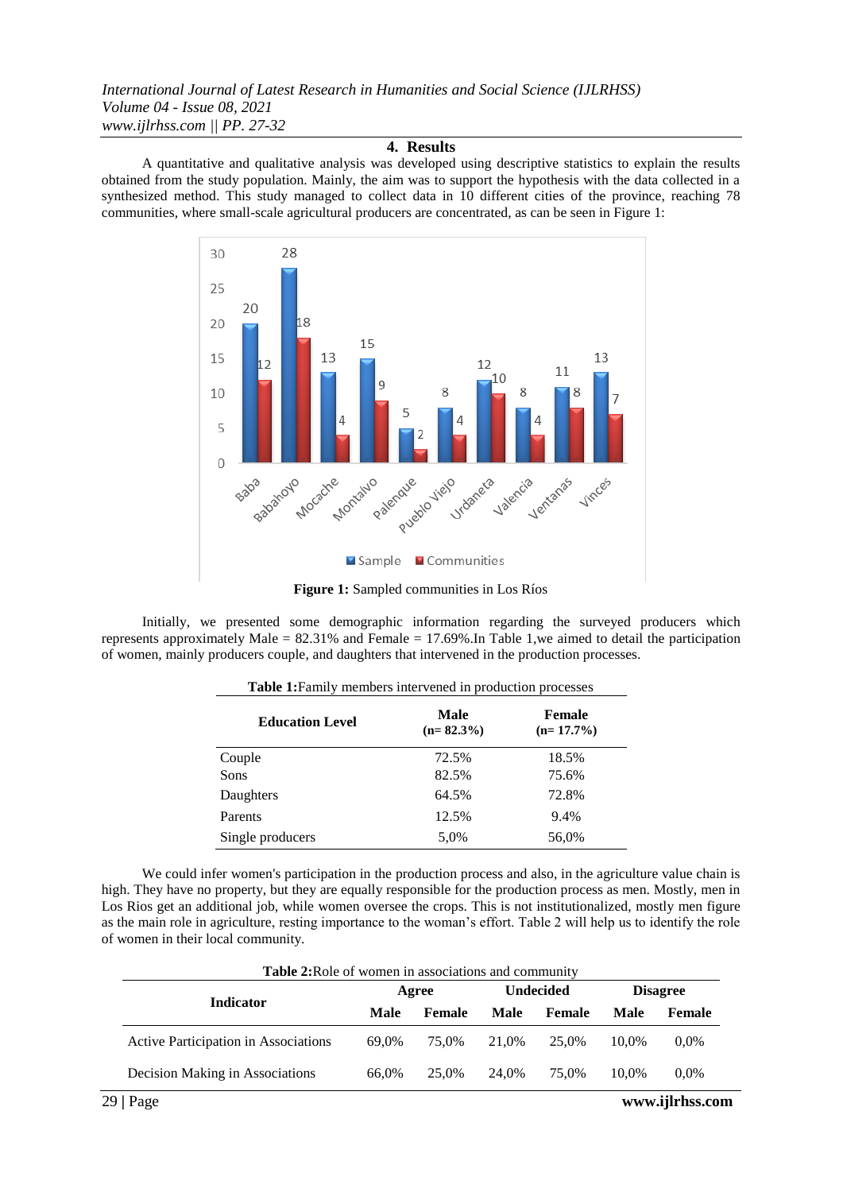## 4. Results

A quantitative and qualitative analysis was developed using descriptive statistics to explain the results obtained from the study population. Mainly, the aim was to support the hypothesis with the data collected in a synthesized method. This study managed to collect data in 10 different cities of the province, reaching 78 communities, where small-scale agricultural producers are concentrated, as can be seen in Figure 1:

**Figure 1:** Sampled communities in Los Ríos

Initially, we presented some demographic information regarding the surveyed producers which represents approximately Male = 82.31% and Female = 17.69%.In Table 1,we aimed to detail the participation of women, mainly producers couple, and daughters that intervened in the production processes.

**Table 1:**Family members intervened in production processes

| Education Level | Male (n= 82.3%) | Female (n= 17.7%) |
|---|---|---|
| Couple | 72.5% | 18.5% |
| Sons | 82.5% | 75.6% |
| Daughters | 64.5% | 72.8% |
| Parents | 12.5% | 9.4% |
| Single producers | 5,0% | 56,0% |

We could infer women's participation in the production process and also, in the agriculture value chain is high. They have no property, but they are equally responsible for the production process as men. Mostly, men in Los Rios get an additional job, while women oversee the crops. This is not institutionalized, mostly men figure as the main role in agriculture, resting importance to the woman's effort. Table 2 will help us to identify the role of women in their local community.

**Table 2:**Role of women in associations and community

| Indicator | Agree | | Undecided | | Disagree | |
|---|---|---|---|---|---|---|
| | Male | Female | Male | Female | Male | Female |
| Active Participation in Associations | 69,0% | 75,0% | 21,0% | 25,0% | 10,0% | 0,0% |
| Decision Making in Associations | 66,0% | 25,0% | 24,0% | 75,0% | 10,0% | 0,0% |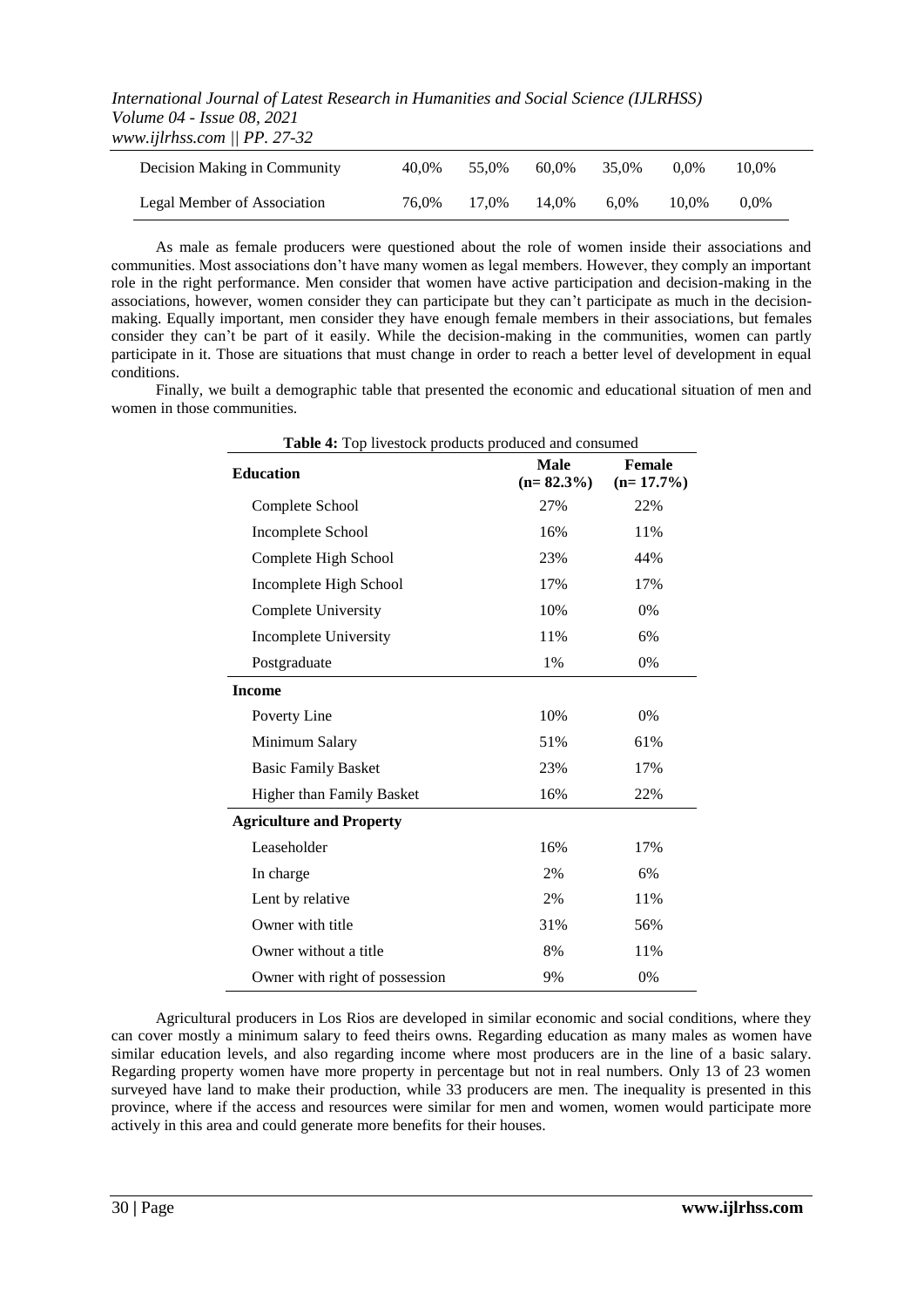| Decision Making in Community | 40,0% | 55,0% | 60,0% | 35,0% | 0,0% | 10,0% |
|---|---|---|---|---|---|---|
| Legal Member of Association | 76,0% | 17,0% | 14,0% | 6,0% | 10,0% | 0,0% |

As male as female producers were questioned about the role of women inside their associations and communities. Most associations don't have many women as legal members. However, they comply an important role in the right performance. Men consider that women have active participation and decision-making in the associations, however, women consider they can participate but they can't participate as much in the decision-making. Equally important, men consider they have enough female members in their associations, but females consider they can't be part of it easily. While the decision-making in the communities, women can partly participate in it. Those are situations that must change in order to reach a better level of development in equal conditions.

Finally, we built a demographic table that presented the economic and educational situation of men and women in those communities.

**Table 4:** Top livestock products produced and consumed

| **Education** | **Male (n= 82.3%)** | **Female (n= 17.7%)** |
|---|---|---|
| Complete School | 27% | 22% |
| Incomplete School | 16% | 11% |
| Complete High School | 23% | 44% |
| Incomplete High School | 17% | 17% |
| Complete University | 10% | 0% |
| Incomplete University | 11% | 6% |
| Postgraduate | 1% | 0% |
| **Income** | | |
| Poverty Line | 10% | 0% |
| Minimum Salary | 51% | 61% |
| Basic Family Basket | 23% | 17% |
| Higher than Family Basket | 16% | 22% |
| **Agriculture and Property** | | |
| Leaseholder | 16% | 17% |
| In charge | 2% | 6% |
| Lent by relative | 2% | 11% |
| Owner with title | 31% | 56% |
| Owner without a title | 8% | 11% |
| Owner with right of possession | 9% | 0% |

Agricultural producers in Los Rios are developed in similar economic and social conditions, where they can cover mostly a minimum salary to feed theirs owns. Regarding education as many males as women have similar education levels, and also regarding income where most producers are in the line of a basic salary. Regarding property women have more property in percentage but not in real numbers. Only 13 of 23 women surveyed have land to make their production, while 33 producers are men. The inequality is presented in this province, where if the access and resources were similar for men and women, women would participate more actively in this area and could generate more benefits for their houses.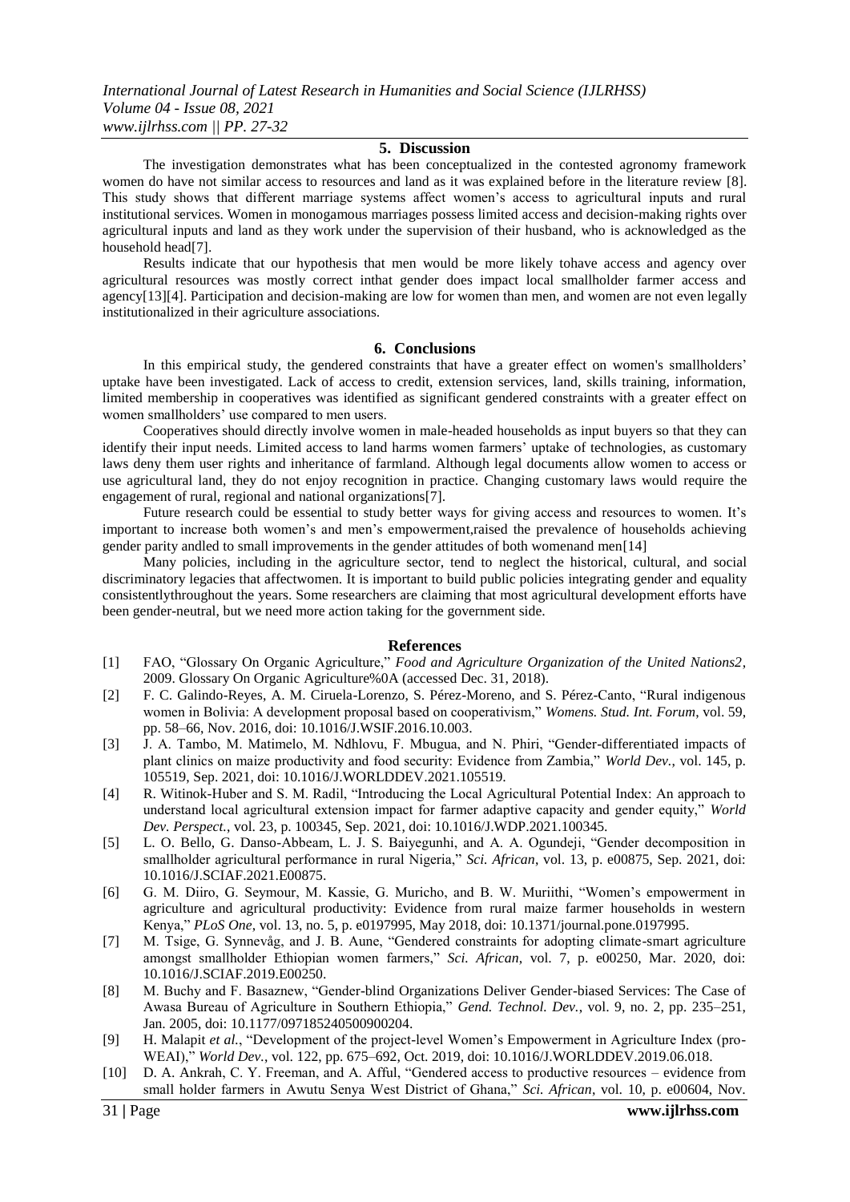## 5. Discussion

The investigation demonstrates what has been conceptualized in the contested agronomy framework women do have not similar access to resources and land as it was explained before in the literature review [8]. This study shows that different marriage systems affect women's access to agricultural inputs and rural institutional services. Women in monogamous marriages possess limited access and decision-making rights over agricultural inputs and land as they work under the supervision of their husband, who is acknowledged as the household head[7].

Results indicate that our hypothesis that men would be more likely tohave access and agency over agricultural resources was mostly correct inthat gender does impact local smallholder farmer access and agency[13][4]. Participation and decision-making are low for women than men, and women are not even legally institutionalized in their agriculture associations.

## 6. Conclusions

In this empirical study, the gendered constraints that have a greater effect on women's smallholders' uptake have been investigated. Lack of access to credit, extension services, land, skills training, information, limited membership in cooperatives was identified as significant gendered constraints with a greater effect on women smallholders' use compared to men users.

Cooperatives should directly involve women in male-headed households as input buyers so that they can identify their input needs. Limited access to land harms women farmers' uptake of technologies, as customary laws deny them user rights and inheritance of farmland. Although legal documents allow women to access or use agricultural land, they do not enjoy recognition in practice. Changing customary laws would require the engagement of rural, regional and national organizations[7].

Future research could be essential to study better ways for giving access and resources to women. It's important to increase both women's and men's empowerment,raised the prevalence of households achieving gender parity andled to small improvements in the gender attitudes of both womenand men[14]

Many policies, including in the agriculture sector, tend to neglect the historical, cultural, and social discriminatory legacies that affectwomen. It is important to build public policies integrating gender and equality consistentlythroughout the years. Some researchers are claiming that most agricultural development efforts have been gender-neutral, but we need more action taking for the government side.

## References

[1] FAO, "Glossary On Organic Agriculture," *Food and Agriculture Organization of the United Nations2*, 2009. Glossary On Organic Agriculture%0A (accessed Dec. 31, 2018).

[2] F. C. Galindo-Reyes, A. M. Ciruela-Lorenzo, S. Pérez-Moreno, and S. Pérez-Canto, "Rural indigenous women in Bolivia: A development proposal based on cooperativism," *Womens. Stud. Int. Forum*, vol. 59, pp. 58–66, Nov. 2016, doi: 10.1016/J.WSIF.2016.10.003.

[3] J. A. Tambo, M. Matimelo, M. Ndhlovu, F. Mbugua, and N. Phiri, "Gender-differentiated impacts of plant clinics on maize productivity and food security: Evidence from Zambia," *World Dev.*, vol. 145, p. 105519, Sep. 2021, doi: 10.1016/J.WORLDDEV.2021.105519.

[4] R. Witinok-Huber and S. M. Radil, "Introducing the Local Agricultural Potential Index: An approach to understand local agricultural extension impact for farmer adaptive capacity and gender equity," *World Dev. Perspect.*, vol. 23, p. 100345, Sep. 2021, doi: 10.1016/J.WDP.2021.100345.

[5] L. O. Bello, G. Danso-Abbeam, L. J. S. Baiyegunhi, and A. A. Ogundeji, "Gender decomposition in smallholder agricultural performance in rural Nigeria," *Sci. African*, vol. 13, p. e00875, Sep. 2021, doi: 10.1016/J.SCIAF.2021.E00875.

[6] G. M. Diiro, G. Seymour, M. Kassie, G. Muricho, and B. W. Muriithi, "Women's empowerment in agriculture and agricultural productivity: Evidence from rural maize farmer households in western Kenya," *PLoS One*, vol. 13, no. 5, p. e0197995, May 2018, doi: 10.1371/journal.pone.0197995.

[7] M. Tsige, G. Synnevåg, and J. B. Aune, "Gendered constraints for adopting climate-smart agriculture amongst smallholder Ethiopian women farmers," *Sci. African*, vol. 7, p. e00250, Mar. 2020, doi: 10.1016/J.SCIAF.2019.E00250.

[8] M. Buchy and F. Basaznew, "Gender-blind Organizations Deliver Gender-biased Services: The Case of Awasa Bureau of Agriculture in Southern Ethiopia," *Gend. Technol. Dev.*, vol. 9, no. 2, pp. 235–251, Jan. 2005, doi: 10.1177/097185240500900204.

[9] H. Malapit *et al.*, "Development of the project-level Women's Empowerment in Agriculture Index (pro-WEAI)," *World Dev.*, vol. 122, pp. 675–692, Oct. 2019, doi: 10.1016/J.WORLDDEV.2019.06.018.

[10] D. A. Ankrah, C. Y. Freeman, and A. Afful, "Gendered access to productive resources – evidence from small holder farmers in Awutu Senya West District of Ghana," *Sci. African*, vol. 10, p. e00604, Nov.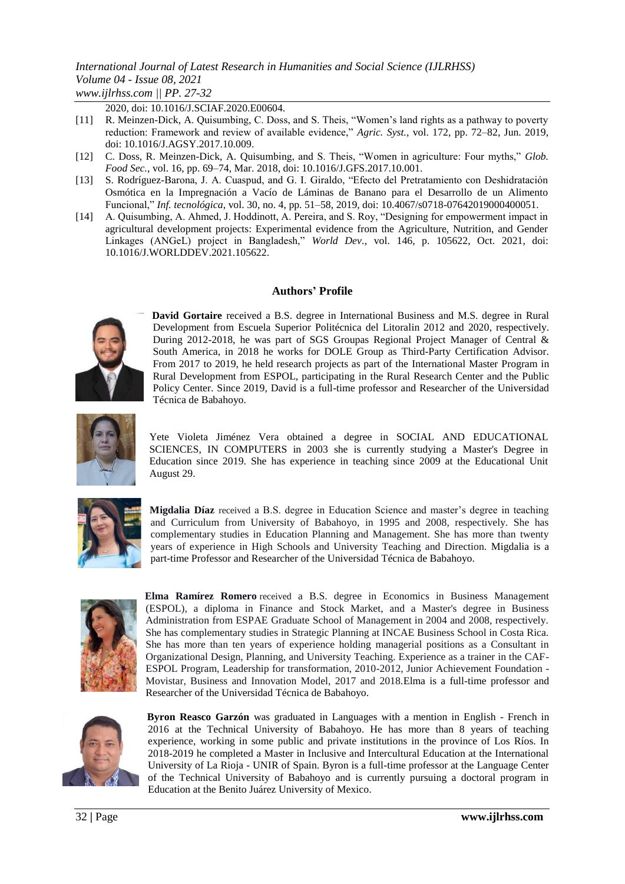2020, doi: 10.1016/J.SCIAF.2020.E00604.

[11] R. Meinzen-Dick, A. Quisumbing, C. Doss, and S. Theis, "Women's land rights as a pathway to poverty reduction: Framework and review of available evidence," *Agric. Syst.*, vol. 172, pp. 72–82, Jun. 2019, doi: 10.1016/J.AGSY.2017.10.009.

[12] C. Doss, R. Meinzen-Dick, A. Quisumbing, and S. Theis, "Women in agriculture: Four myths," *Glob. Food Sec.*, vol. 16, pp. 69–74, Mar. 2018, doi: 10.1016/J.GFS.2017.10.001.

[13] S. Rodríguez-Barona, J. A. Cuaspud, and G. I. Giraldo, "Efecto del Pretratamiento con Deshidratación Osmótica en la Impregnación a Vacío de Láminas de Banano para el Desarrollo de un Alimento Funcional," *Inf. tecnológica*, vol. 30, no. 4, pp. 51–58, 2019, doi: 10.4067/s0718-07642019000400051.

[14] A. Quisumbing, A. Ahmed, J. Hoddinott, A. Pereira, and S. Roy, "Designing for empowerment impact in agricultural development projects: Experimental evidence from the Agriculture, Nutrition, and Gender Linkages (ANGeL) project in Bangladesh," *World Dev.*, vol. 146, p. 105622, Oct. 2021, doi: 10.1016/J.WORLDDEV.2021.105622.

## Authors' Profile

**David Gortaire** received a B.S. degree in International Business and M.S. degree in Rural Development from Escuela Superior Politécnica del Litoralin 2012 and 2020, respectively. During 2012-2018, he was part of SGS Groupas Regional Project Manager of Central & South America, in 2018 he works for DOLE Group as Third-Party Certification Advisor. From 2017 to 2019, he held research projects as part of the International Master Program in Rural Development from ESPOL, participating in the Rural Research Center and the Public Policy Center. Since 2019, David is a full-time professor and Researcher of the Universidad Técnica de Babahoyo.

Yete Violeta Jiménez Vera obtained a degree in SOCIAL AND EDUCATIONAL SCIENCES, IN COMPUTERS in 2003 she is currently studying a Master's Degree in Education since 2019. She has experience in teaching since 2009 at the Educational Unit August 29.

**Migdalia Díaz** received a B.S. degree in Education Science and master's degree in teaching and Curriculum from University of Babahoyo, in 1995 and 2008, respectively. She has complementary studies in Education Planning and Management. She has more than twenty years of experience in High Schools and University Teaching and Direction. Migdalia is a part-time Professor and Researcher of the Universidad Técnica de Babahoyo.

**Elma Ramírez Romero** received a B.S. degree in Economics in Business Management (ESPOL), a diploma in Finance and Stock Market, and a Master's degree in Business Administration from ESPAE Graduate School of Management in 2004 and 2008, respectively. She has complementary studies in Strategic Planning at INCAE Business School in Costa Rica. She has more than ten years of experience holding managerial positions as a Consultant in Organizational Design, Planning, and University Teaching. Experience as a trainer in the CAF-ESPOL Program, Leadership for transformation, 2010-2012, Junior Achievement Foundation - Movistar, Business and Innovation Model, 2017 and 2018.Elma is a full-time professor and Researcher of the Universidad Técnica de Babahoyo.

**Byron Reasco Garzón** was graduated in Languages with a mention in English - French in 2016 at the Technical University of Babahoyo. He has more than 8 years of teaching experience, working in some public and private institutions in the province of Los Ríos. In 2018-2019 he completed a Master in Inclusive and Intercultural Education at the International University of La Rioja - UNIR of Spain. Byron is a full-time professor at the Language Center of the Technical University of Babahoyo and is currently pursuing a doctoral program in Education at the Benito Juárez University of Mexico.